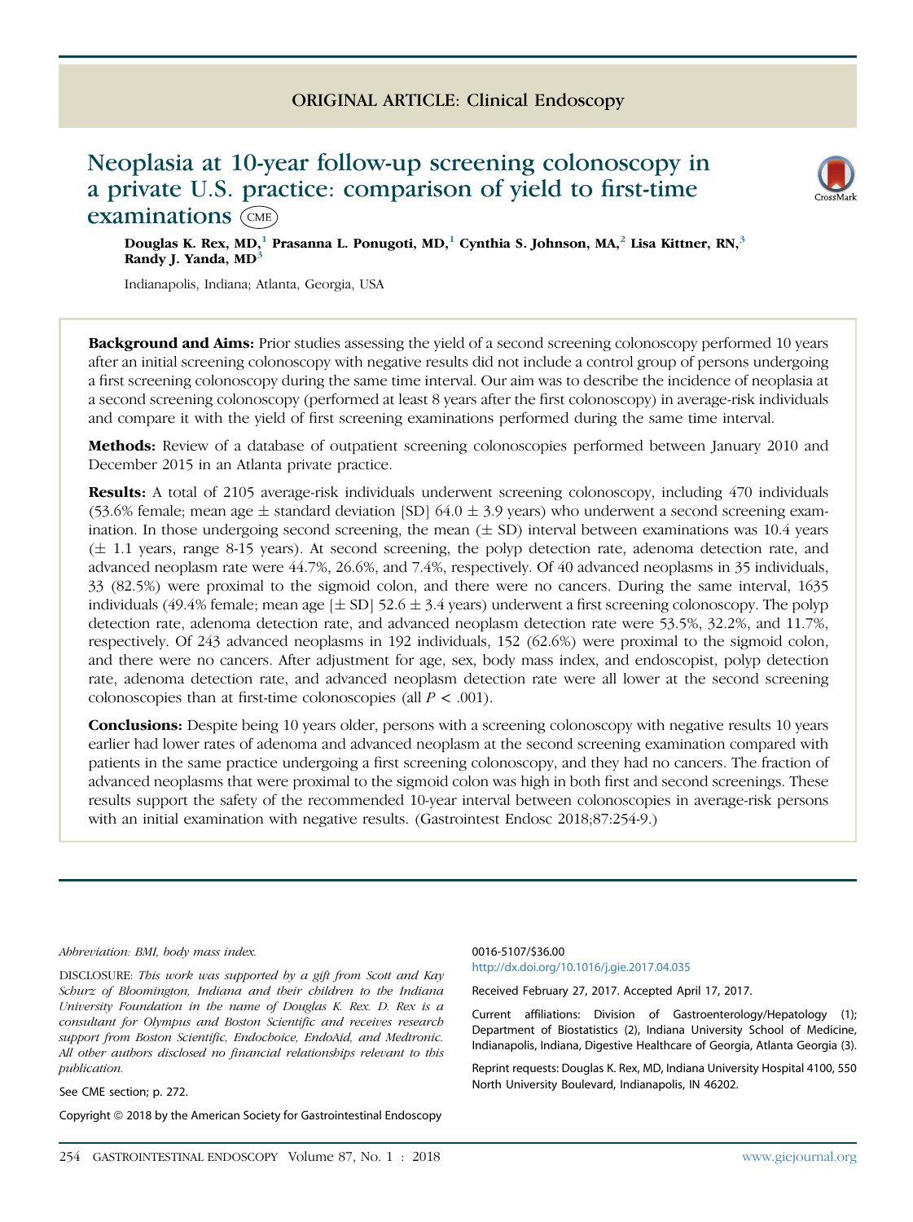ORIGINAL ARTICLE: Clinical Endoscopy

# Neoplasia at 10-year follow-up screening colonoscopy in a private U.S. practice: comparison of yield to first-time examinations

Douglas K. Rex, MD,[1] Prasanna L. Ponugoti, MD,[1] Cynthia S. Johnson, MA,[2] Lisa Kittner, RN,[3] Randy J. Yanda, MD[3]

Indianapolis, Indiana; Atlanta, Georgia, USA

**Background and Aims:** Prior studies assessing the yield of a second screening colonoscopy performed 10 years after an initial screening colonoscopy with negative results did not include a control group of persons undergoing a first screening colonoscopy during the same time interval. Our aim was to describe the incidence of neoplasia at a second screening colonoscopy (performed at least 8 years after the first colonoscopy) in average-risk individuals and compare it with the yield of first screening examinations performed during the same time interval.

**Methods:** Review of a database of outpatient screening colonoscopies performed between January 2010 and December 2015 in an Atlanta private practice.

**Results:** A total of 2105 average-risk individuals underwent screening colonoscopy, including 470 individuals (53.6% female; mean age ± standard deviation [SD] 64.0 ± 3.9 years) who underwent a second screening examination. In those undergoing second screening, the mean (± SD) interval between examinations was 10.4 years (± 1.1 years, range 8-15 years). At second screening, the polyp detection rate, adenoma detection rate, and advanced neoplasm rate were 44.7%, 26.6%, and 7.4%, respectively. Of 40 advanced neoplasms in 35 individuals, 33 (82.5%) were proximal to the sigmoid colon, and there were no cancers. During the same interval, 1635 individuals (49.4% female; mean age [± SD] 52.6 ± 3.4 years) underwent a first screening colonoscopy. The polyp detection rate, adenoma detection rate, and advanced neoplasm detection rate were 53.5%, 32.2%, and 11.7%, respectively. Of 243 advanced neoplasms in 192 individuals, 152 (62.6%) were proximal to the sigmoid colon, and there were no cancers. After adjustment for age, sex, body mass index, and endoscopist, polyp detection rate, adenoma detection rate, and advanced neoplasm detection rate were all lower at the second screening colonoscopies than at first-time colonoscopies (all $P < .001$).

**Conclusions:** Despite being 10 years older, persons with a screening colonoscopy with negative results 10 years earlier had lower rates of adenoma and advanced neoplasm at the second screening examination compared with patients in the same practice undergoing a first screening colonoscopy, and they had no cancers. The fraction of advanced neoplasms that were proximal to the sigmoid colon was high in both first and second screenings. These results support the safety of the recommended 10-year interval between colonoscopies in average-risk persons with an initial examination with negative results. (Gastrointest Endosc 2018;87:254-9.)

*Abbreviation: BMI, body mass index.*

DISCLOSURE: *This work was supported by a gift from Scott and Kay Schurz of Bloomington, Indiana and their children to the Indiana University Foundation in the name of Douglas K. Rex. D. Rex is a consultant for Olympus and Boston Scientific and receives research support from Boston Scientific, Endochoice, EndoAid, and Medtronic. All other authors disclosed no financial relationships relevant to this publication.*

See CME section; p. 272.

Copyright © 2018 by the American Society for Gastrointestinal Endoscopy

0016-5107/$36.00
http://dx.doi.org/10.1016/j.gie.2017.04.035

Received February 27, 2017. Accepted April 17, 2017.

Current affiliations: Division of Gastroenterology/Hepatology (1); Department of Biostatistics (2), Indiana University School of Medicine, Indianapolis, Indiana, Digestive Healthcare of Georgia, Atlanta Georgia (3).

Reprint requests: Douglas K. Rex, MD, Indiana University Hospital 4100, 550 North University Boulevard, Indianapolis, IN 46202.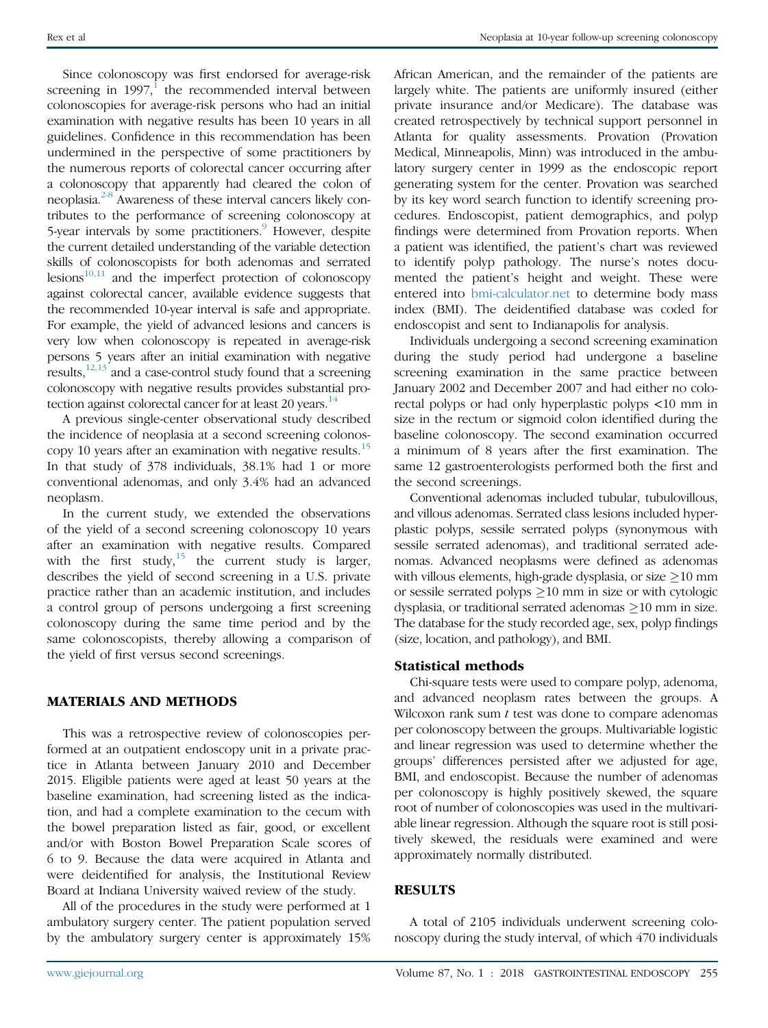Since colonoscopy was first endorsed for average-risk screening in 1997,[1] the recommended interval between colonoscopies for average-risk persons who had an initial examination with negative results has been 10 years in all guidelines. Confidence in this recommendation has been undermined in the perspective of some practitioners by the numerous reports of colorectal cancer occurring after a colonoscopy that apparently had cleared the colon of neoplasia.[2-8] Awareness of these interval cancers likely contributes to the performance of screening colonoscopy at 5-year intervals by some practitioners.[9] However, despite the current detailed understanding of the variable detection skills of colonoscopists for both adenomas and serrated lesions[10,11] and the imperfect protection of colonoscopy against colorectal cancer, available evidence suggests that the recommended 10-year interval is safe and appropriate. For example, the yield of advanced lesions and cancers is very low when colonoscopy is repeated in average-risk persons 5 years after an initial examination with negative results,[12,13] and a case-control study found that a screening colonoscopy with negative results provides substantial protection against colorectal cancer for at least 20 years.[14]

A previous single-center observational study described the incidence of neoplasia at a second screening colonoscopy 10 years after an examination with negative results.[15] In that study of 378 individuals, 38.1% had 1 or more conventional adenomas, and only 3.4% had an advanced neoplasm.

In the current study, we extended the observations of the yield of a second screening colonoscopy 10 years after an examination with negative results. Compared with the first study,[15] the current study is larger, describes the yield of second screening in a U.S. private practice rather than an academic institution, and includes a control group of persons undergoing a first screening colonoscopy during the same time period and by the same colonoscopists, thereby allowing a comparison of the yield of first versus second screenings.

## MATERIALS AND METHODS

This was a retrospective review of colonoscopies performed at an outpatient endoscopy unit in a private practice in Atlanta between January 2010 and December 2015. Eligible patients were aged at least 50 years at the baseline examination, had screening listed as the indication, and had a complete examination to the cecum with the bowel preparation listed as fair, good, or excellent and/or with Boston Bowel Preparation Scale scores of 6 to 9. Because the data were acquired in Atlanta and were deidentified for analysis, the Institutional Review Board at Indiana University waived review of the study.

All of the procedures in the study were performed at 1 ambulatory surgery center. The patient population served by the ambulatory surgery center is approximately 15% African American, and the remainder of the patients are largely white. The patients are uniformly insured (either private insurance and/or Medicare). The database was created retrospectively by technical support personnel in Atlanta for quality assessments. Provation (Provation Medical, Minneapolis, Minn) was introduced in the ambulatory surgery center in 1999 as the endoscopic report generating system for the center. Provation was searched by its key word search function to identify screening procedures. Endoscopist, patient demographics, and polyp findings were determined from Provation reports. When a patient was identified, the patient's chart was reviewed to identify polyp pathology. The nurse's notes documented the patient's height and weight. These were entered into bmi-calculator.net to determine body mass index (BMI). The deidentified database was coded for endoscopist and sent to Indianapolis for analysis.

Individuals undergoing a second screening examination during the study period had undergone a baseline screening examination in the same practice between January 2002 and December 2007 and had either no colorectal polyps or had only hyperplastic polyps <10 mm in size in the rectum or sigmoid colon identified during the baseline colonoscopy. The second examination occurred a minimum of 8 years after the first examination. The same 12 gastroenterologists performed both the first and the second screenings.

Conventional adenomas included tubular, tubulovillous, and villous adenomas. Serrated class lesions included hyperplastic polyps, sessile serrated polyps (synonymous with sessile serrated adenomas), and traditional serrated adenomas. Advanced neoplasms were defined as adenomas with villous elements, high-grade dysplasia, or size ≥10 mm or sessile serrated polyps ≥10 mm in size or with cytologic dysplasia, or traditional serrated adenomas ≥10 mm in size. The database for the study recorded age, sex, polyp findings (size, location, and pathology), and BMI.

### Statistical methods

Chi-square tests were used to compare polyp, adenoma, and advanced neoplasm rates between the groups. A Wilcoxon rank sum *t* test was done to compare adenomas per colonoscopy between the groups. Multivariable logistic and linear regression was used to determine whether the groups' differences persisted after we adjusted for age, BMI, and endoscopist. Because the number of adenomas per colonoscopy is highly positively skewed, the square root of number of colonoscopies was used in the multivariable linear regression. Although the square root is still positively skewed, the residuals were examined and were approximately normally distributed.

## RESULTS

A total of 2105 individuals underwent screening colonoscopy during the study interval, of which 470 individuals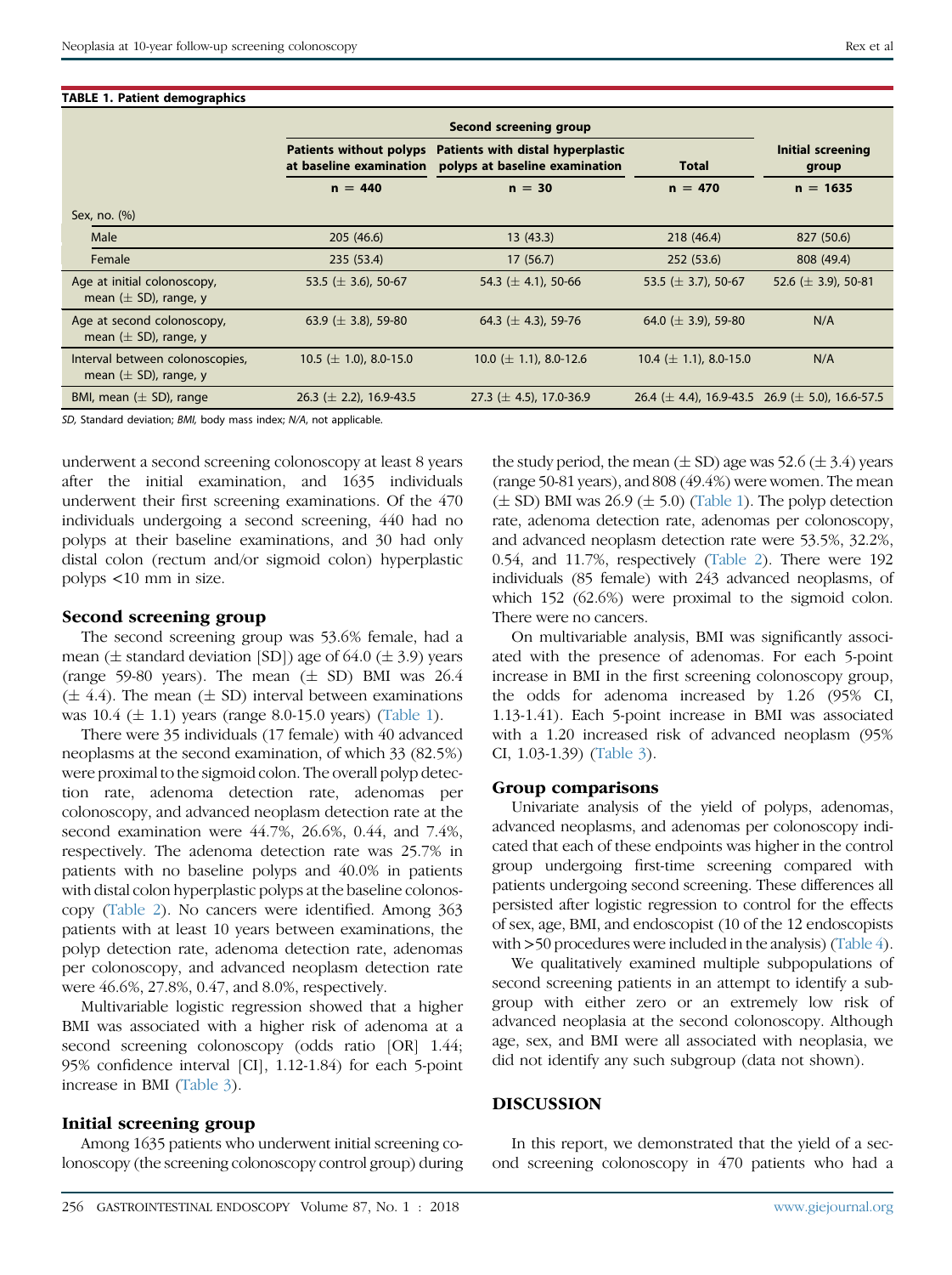**TABLE 1. Patient demographics**

| | Second screening group | | | Initial screening group |
|---|---|---|---|---|
| | Patients without polyps at baseline examination | Patients with distal hyperplastic polyps at baseline examination | Total | |
| | n = 440 | n = 30 | n = 470 | n = 1635 |
| Sex, no. (%) | | | | |
| Male | 205 (46.6) | 13 (43.3) | 218 (46.4) | 827 (50.6) |
| Female | 235 (53.4) | 17 (56.7) | 252 (53.6) | 808 (49.4) |
| Age at initial colonoscopy, mean (± SD), range, y | 53.5 (± 3.6), 50-67 | 54.3 (± 4.1), 50-66 | 53.5 (± 3.7), 50-67 | 52.6 (± 3.9), 50-81 |
| Age at second colonoscopy, mean (± SD), range, y | 63.9 (± 3.8), 59-80 | 64.3 (± 4.3), 59-76 | 64.0 (± 3.9), 59-80 | N/A |
| Interval between colonoscopies, mean (± SD), range, y | 10.5 (± 1.0), 8.0-15.0 | 10.0 (± 1.1), 8.0-12.6 | 10.4 (± 1.1), 8.0-15.0 | N/A |
| BMI, mean (± SD), range | 26.3 (± 2.2), 16.9-43.5 | 27.3 (± 4.5), 17.0-36.9 | 26.4 (± 4.4), 16.9-43.5 | 26.9 (± 5.0), 16.6-57.5 |

*SD*, Standard deviation; *BMI*, body mass index; *N/A*, not applicable.

underwent a second screening colonoscopy at least 8 years after the initial examination, and 1635 individuals underwent their first screening examinations. Of the 470 individuals undergoing a second screening, 440 had no polyps at their baseline examinations, and 30 had only distal colon (rectum and/or sigmoid colon) hyperplastic polyps <10 mm in size.

### Second screening group

The second screening group was 53.6% female, had a mean (± standard deviation [SD]) age of 64.0 (± 3.9) years (range 59-80 years). The mean (± SD) BMI was 26.4 (± 4.4). The mean (± SD) interval between examinations was 10.4 (± 1.1) years (range 8.0-15.0 years) (Table 1).

There were 35 individuals (17 female) with 40 advanced neoplasms at the second examination, of which 33 (82.5%) were proximal to the sigmoid colon. The overall polyp detection rate, adenoma detection rate, adenomas per colonoscopy, and advanced neoplasm detection rate at the second examination were 44.7%, 26.6%, 0.44, and 7.4%, respectively. The adenoma detection rate was 25.7% in patients with no baseline polyps and 40.0% in patients with distal colon hyperplastic polyps at the baseline colonoscopy (Table 2). No cancers were identified. Among 363 patients with at least 10 years between examinations, the polyp detection rate, adenoma detection rate, adenomas per colonoscopy, and advanced neoplasm detection rate were 46.6%, 27.8%, 0.47, and 8.0%, respectively.

Multivariable logistic regression showed that a higher BMI was associated with a higher risk of adenoma at a second screening colonoscopy (odds ratio [OR] 1.44; 95% confidence interval [CI], 1.12-1.84) for each 5-point increase in BMI (Table 3).

### Initial screening group

Among 1635 patients who underwent initial screening colonoscopy (the screening colonoscopy control group) during the study period, the mean (± SD) age was 52.6 (± 3.4) years (range 50-81 years), and 808 (49.4%) were women. The mean (± SD) BMI was 26.9 (± 5.0) (Table 1). The polyp detection rate, adenoma detection rate, adenomas per colonoscopy, and advanced neoplasm detection rate were 53.5%, 32.2%, 0.54, and 11.7%, respectively (Table 2). There were 192 individuals (85 female) with 243 advanced neoplasms, of which 152 (62.6%) were proximal to the sigmoid colon. There were no cancers.

On multivariable analysis, BMI was significantly associated with the presence of adenomas. For each 5-point increase in BMI in the first screening colonoscopy group, the odds for adenoma increased by 1.26 (95% CI, 1.13-1.41). Each 5-point increase in BMI was associated with a 1.20 increased risk of advanced neoplasm (95% CI, 1.03-1.39) (Table 3).

### Group comparisons

Univariate analysis of the yield of polyps, adenomas, advanced neoplasms, and adenomas per colonoscopy indicated that each of these endpoints was higher in the control group undergoing first-time screening compared with patients undergoing second screening. These differences all persisted after logistic regression to control for the effects of sex, age, BMI, and endoscopist (10 of the 12 endoscopists with >50 procedures were included in the analysis) (Table 4).

We qualitatively examined multiple subpopulations of second screening patients in an attempt to identify a subgroup with either zero or an extremely low risk of advanced neoplasia at the second colonoscopy. Although age, sex, and BMI were all associated with neoplasia, we did not identify any such subgroup (data not shown).

## DISCUSSION

In this report, we demonstrated that the yield of a second screening colonoscopy in 470 patients who had a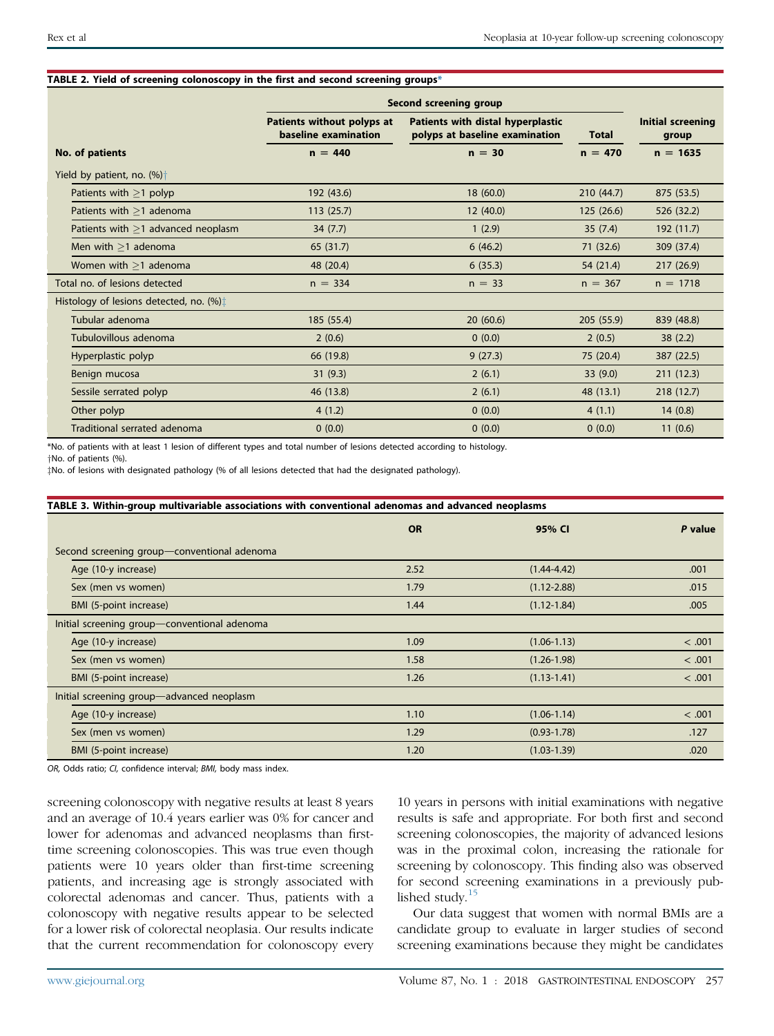**TABLE 2. Yield of screening colonoscopy in the first and second screening groups***

| | Second screening group | | | Initial screening group |
|---|---|---|---|---|
| | Patients without polyps at baseline examination | Patients with distal hyperplastic polyps at baseline examination | Total | |
| **No. of patients** | n = 440 | n = 30 | n = 470 | n = 1635 |
| Yield by patient, no. (%)† | | | | |
| Patients with ≥1 polyp | 192 (43.6) | 18 (60.0) | 210 (44.7) | 875 (53.5) |
| Patients with ≥1 adenoma | 113 (25.7) | 12 (40.0) | 125 (26.6) | 526 (32.2) |
| Patients with ≥1 advanced neoplasm | 34 (7.7) | 1 (2.9) | 35 (7.4) | 192 (11.7) |
| Men with ≥1 adenoma | 65 (31.7) | 6 (46.2) | 71 (32.6) | 309 (37.4) |
| Women with ≥1 adenoma | 48 (20.4) | 6 (35.3) | 54 (21.4) | 217 (26.9) |
| Total no. of lesions detected | n = 334 | n = 33 | n = 367 | n = 1718 |
| Histology of lesions detected, no. (%)‡ | | | | |
| Tubular adenoma | 185 (55.4) | 20 (60.6) | 205 (55.9) | 839 (48.8) |
| Tubulovillous adenoma | 2 (0.6) | 0 (0.0) | 2 (0.5) | 38 (2.2) |
| Hyperplastic polyp | 66 (19.8) | 9 (27.3) | 75 (20.4) | 387 (22.5) |
| Benign mucosa | 31 (9.3) | 2 (6.1) | 33 (9.0) | 211 (12.3) |
| Sessile serrated polyp | 46 (13.8) | 2 (6.1) | 48 (13.1) | 218 (12.7) |
| Other polyp | 4 (1.2) | 0 (0.0) | 4 (1.1) | 14 (0.8) |
| Traditional serrated adenoma | 0 (0.0) | 0 (0.0) | 0 (0.0) | 11 (0.6) |

*No. of patients with at least 1 lesion of different types and total number of lesions detected according to histology.

†No. of patients (%).

‡No. of lesions with designated pathology (% of all lesions detected that had the designated pathology).

**TABLE 3. Within-group multivariable associations with conventional adenomas and advanced neoplasms**

| | OR | 95% CI | *P* value |
|---|---|---|---|
| Second screening group—conventional adenoma | | | |
| Age (10-y increase) | 2.52 | (1.44-4.42) | .001 |
| Sex (men vs women) | 1.79 | (1.12-2.88) | .015 |
| BMI (5-point increase) | 1.44 | (1.12-1.84) | .005 |
| Initial screening group—conventional adenoma | | | |
| Age (10-y increase) | 1.09 | (1.06-1.13) | < .001 |
| Sex (men vs women) | 1.58 | (1.26-1.98) | < .001 |
| BMI (5-point increase) | 1.26 | (1.13-1.41) | < .001 |
| Initial screening group—advanced neoplasm | | | |
| Age (10-y increase) | 1.10 | (1.06-1.14) | < .001 |
| Sex (men vs women) | 1.29 | (0.93-1.78) | .127 |
| BMI (5-point increase) | 1.20 | (1.03-1.39) | .020 |

*OR*, Odds ratio; *CI*, confidence interval; *BMI*, body mass index.

screening colonoscopy with negative results at least 8 years and an average of 10.4 years earlier was 0% for cancer and lower for adenomas and advanced neoplasms than first-time screening colonoscopies. This was true even though patients were 10 years older than first-time screening patients, and increasing age is strongly associated with colorectal adenomas and cancer. Thus, patients with a colonoscopy with negative results appear to be selected for a lower risk of colorectal neoplasia. Our results indicate that the current recommendation for colonoscopy every 10 years in persons with initial examinations with negative results is safe and appropriate. For both first and second screening colonoscopies, the majority of advanced lesions was in the proximal colon, increasing the rationale for screening by colonoscopy. This finding also was observed for second screening examinations in a previously published study.[15]

Our data suggest that women with normal BMIs are a candidate group to evaluate in larger studies of second screening examinations because they might be candidates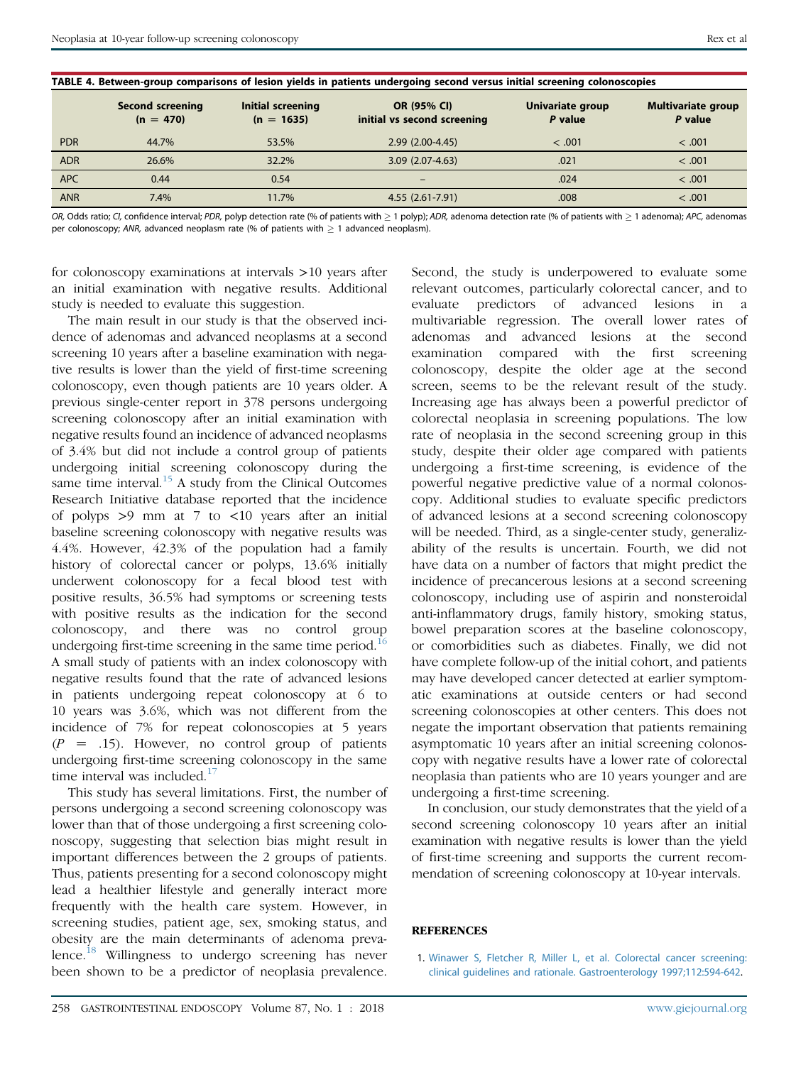**TABLE 4. Between-group comparisons of lesion yields in patients undergoing second versus initial screening colonoscopies**

| | Second screening (n = 470) | Initial screening (n = 1635) | OR (95% CI) initial vs second screening | Univariate group P value | Multivariate group P value |
|---|---|---|---|---|---|
| PDR | 44.7% | 53.5% | 2.99 (2.00-4.45) | < .001 | < .001 |
| ADR | 26.6% | 32.2% | 3.09 (2.07-4.63) | .021 | < .001 |
| APC | 0.44 | 0.54 | – | .024 | < .001 |
| ANR | 7.4% | 11.7% | 4.55 (2.61-7.91) | .008 | < .001 |

*OR*, Odds ratio; *CI*, confidence interval; *PDR*, polyp detection rate (% of patients with ≥ 1 polyp); *ADR*, adenoma detection rate (% of patients with ≥ 1 adenoma); *APC*, adenomas per colonoscopy; *ANR*, advanced neoplasm rate (% of patients with ≥ 1 advanced neoplasm).

for colonoscopy examinations at intervals >10 years after an initial examination with negative results. Additional study is needed to evaluate this suggestion.

The main result in our study is that the observed incidence of adenomas and advanced neoplasms at a second screening 10 years after a baseline examination with negative results is lower than the yield of first-time screening colonoscopy, even though patients are 10 years older. A previous single-center report in 378 persons undergoing screening colonoscopy after an initial examination with negative results found an incidence of advanced neoplasms of 3.4% but did not include a control group of patients undergoing initial screening colonoscopy during the same time interval.[15] A study from the Clinical Outcomes Research Initiative database reported that the incidence of polyps >9 mm at 7 to <10 years after an initial baseline screening colonoscopy with negative results was 4.4%. However, 42.3% of the population had a family history of colorectal cancer or polyps, 13.6% initially underwent colonoscopy for a fecal blood test with positive results, 36.5% had symptoms or screening tests with positive results as the indication for the second colonoscopy, and there was no control group undergoing first-time screening in the same time period.[16] A small study of patients with an index colonoscopy with negative results found that the rate of advanced lesions in patients undergoing repeat colonoscopy at 6 to 10 years was 3.6%, which was not different from the incidence of 7% for repeat colonoscopies at 5 years ($P = .15$). However, no control group of patients undergoing first-time screening colonoscopy in the same time interval was included.[17]

This study has several limitations. First, the number of persons undergoing a second screening colonoscopy was lower than that of those undergoing a first screening colonoscopy, suggesting that selection bias might result in important differences between the 2 groups of patients. Thus, patients presenting for a second colonoscopy might lead a healthier lifestyle and generally interact more frequently with the health care system. However, in screening studies, patient age, sex, smoking status, and obesity are the main determinants of adenoma prevalence.[18] Willingness to undergo screening has never been shown to be a predictor of neoplasia prevalence. Second, the study is underpowered to evaluate some relevant outcomes, particularly colorectal cancer, and to evaluate predictors of advanced lesions in a multivariable regression. The overall lower rates of adenomas and advanced lesions at the second examination compared with the first screening colonoscopy, despite the older age at the second screen, seems to be the relevant result of the study. Increasing age has always been a powerful predictor of colorectal neoplasia in screening populations. The low rate of neoplasia in the second screening group in this study, despite their older age compared with patients undergoing a first-time screening, is evidence of the powerful negative predictive value of a normal colonoscopy. Additional studies to evaluate specific predictors of advanced lesions at a second screening colonoscopy will be needed. Third, as a single-center study, generalizability of the results is uncertain. Fourth, we did not have data on a number of factors that might predict the incidence of precancerous lesions at a second screening colonoscopy, including use of aspirin and nonsteroidal anti-inflammatory drugs, family history, smoking status, bowel preparation scores at the baseline colonoscopy, or comorbidities such as diabetes. Finally, we did not have complete follow-up of the initial cohort, and patients may have developed cancer detected at earlier symptomatic examinations at outside centers or had second screening colonoscopies at other centers. This does not negate the important observation that patients remaining asymptomatic 10 years after an initial screening colonoscopy with negative results have a lower rate of colorectal neoplasia than patients who are 10 years younger and are undergoing a first-time screening.

In conclusion, our study demonstrates that the yield of a second screening colonoscopy 10 years after an initial examination with negative results is lower than the yield of first-time screening and supports the current recommendation of screening colonoscopy at 10-year intervals.

## REFERENCES

1. Winawer S, Fletcher R, Miller L, et al. Colorectal cancer screening: clinical guidelines and rationale. Gastroenterology 1997;112:594-642.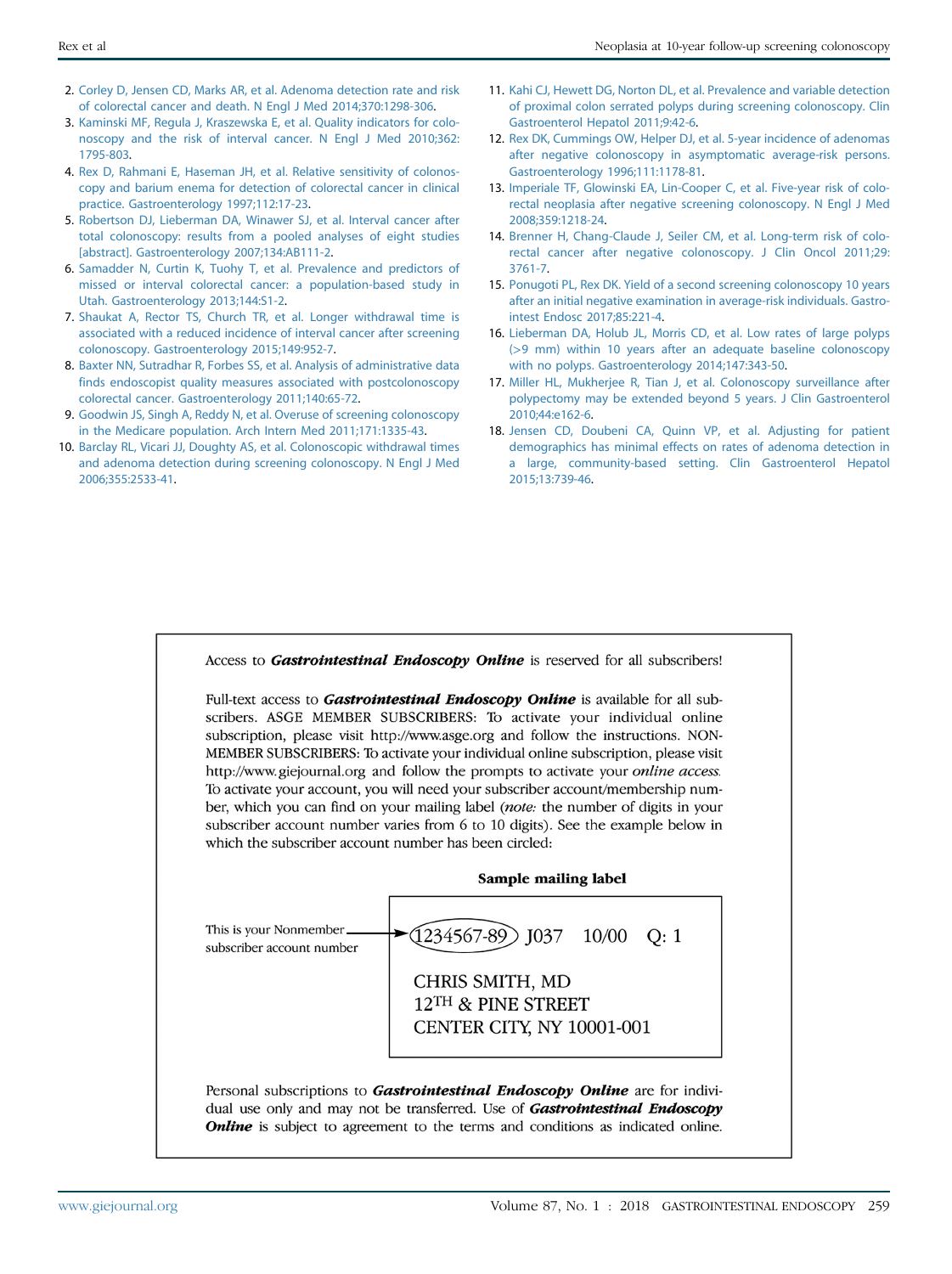2. Corley D, Jensen CD, Marks AR, et al. Adenoma detection rate and risk of colorectal cancer and death. N Engl J Med 2014;370:1298-306.
3. Kaminski MF, Regula J, Kraszewska E, et al. Quality indicators for colonoscopy and the risk of interval cancer. N Engl J Med 2010;362: 1795-803.
4. Rex D, Rahmani E, Haseman JH, et al. Relative sensitivity of colonoscopy and barium enema for detection of colorectal cancer in clinical practice. Gastroenterology 1997;112:17-23.
5. Robertson DJ, Lieberman DA, Winawer SJ, et al. Interval cancer after total colonoscopy: results from a pooled analyses of eight studies [abstract]. Gastroenterology 2007;134:AB111-2.
6. Samadder N, Curtin K, Tuohy T, et al. Prevalence and predictors of missed or interval colorectal cancer: a population-based study in Utah. Gastroenterology 2013;144:S1-2.
7. Shaukat A, Rector TS, Church TR, et al. Longer withdrawal time is associated with a reduced incidence of interval cancer after screening colonoscopy. Gastroenterology 2015;149:952-7.
8. Baxter NN, Sutradhar R, Forbes SS, et al. Analysis of administrative data finds endoscopist quality measures associated with postcolonoscopy colorectal cancer. Gastroenterology 2011;140:65-72.
9. Goodwin JS, Singh A, Reddy N, et al. Overuse of screening colonoscopy in the Medicare population. Arch Intern Med 2011;171:1335-43.
10. Barclay RL, Vicari JJ, Doughty AS, et al. Colonoscopic withdrawal times and adenoma detection during screening colonoscopy. N Engl J Med 2006;355:2533-41.
11. Kahi CJ, Hewett DG, Norton DL, et al. Prevalence and variable detection of proximal colon serrated polyps during screening colonoscopy. Clin Gastroenterol Hepatol 2011;9:42-6.
12. Rex DK, Cummings OW, Helper DJ, et al. 5-year incidence of adenomas after negative colonoscopy in asymptomatic average-risk persons. Gastroenterology 1996;111:1178-81.
13. Imperiale TF, Glowinski EA, Lin-Cooper C, et al. Five-year risk of colorectal neoplasia after negative screening colonoscopy. N Engl J Med 2008;359:1218-24.
14. Brenner H, Chang-Claude J, Seiler CM, et al. Long-term risk of colorectal cancer after negative colonoscopy. J Clin Oncol 2011;29: 3761-7.
15. Ponugoti PL, Rex DK. Yield of a second screening colonoscopy 10 years after an initial negative examination in average-risk individuals. Gastrointest Endosc 2017;85:221-4.
16. Lieberman DA, Holub JL, Morris CD, et al. Low rates of large polyps (>9 mm) within 10 years after an adequate baseline colonoscopy with no polyps. Gastroenterology 2014;147:343-50.
17. Miller HL, Mukherjee R, Tian J, et al. Colonoscopy surveillance after polypectomy may be extended beyond 5 years. J Clin Gastroenterol 2010;44:e162-6.
18. Jensen CD, Doubeni CA, Quinn VP, et al. Adjusting for patient demographics has minimal effects on rates of adenoma detection in a large, community-based setting. Clin Gastroenterol Hepatol 2015;13:739-46.

---

Access to ***Gastrointestinal Endoscopy Online*** is reserved for all subscribers!

Full-text access to ***Gastrointestinal Endoscopy Online*** is available for all subscribers. ASGE MEMBER SUBSCRIBERS: To activate your individual online subscription, please visit http://www.asge.org and follow the instructions. NON-MEMBER SUBSCRIBERS: To activate your individual online subscription, please visit http://www.giejournal.org and follow the prompts to activate your *online access*. To activate your account, you will need your subscriber account/membership number, which you can find on your mailing label (*note:* the number of digits in your subscriber account number varies from 6 to 10 digits). See the example below in which the subscriber account number has been circled:

**Sample mailing label**

This is your Nonmember subscriber account number → 1234567-89 J037 10/00 Q: 1

CHRIS SMITH, MD
12TH & PINE STREET
CENTER CITY, NY 10001-001

Personal subscriptions to ***Gastrointestinal Endoscopy Online*** are for individual use only and may not be transferred. Use of ***Gastrointestinal Endoscopy Online*** is subject to agreement to the terms and conditions as indicated online.